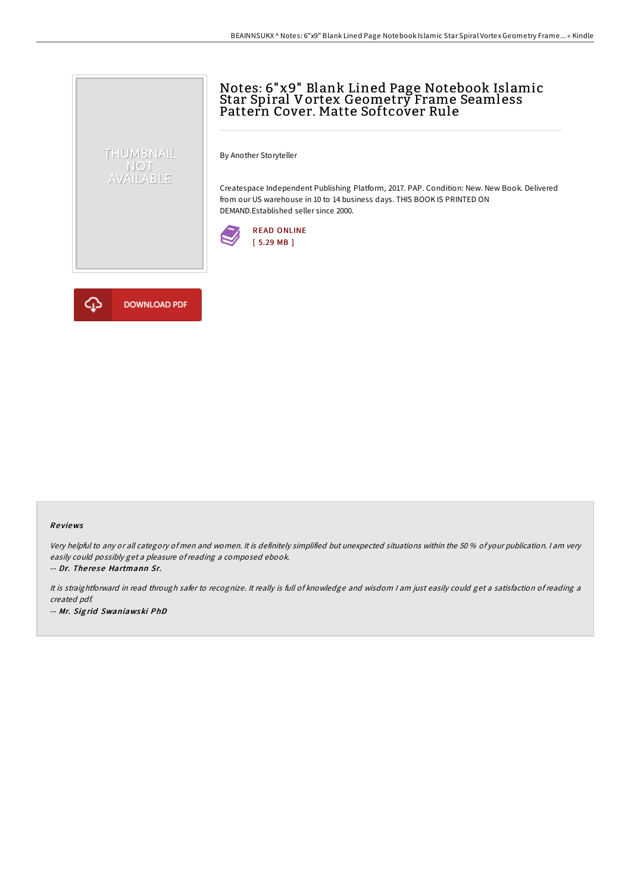# Notes: 6"x9" Blank Lined Page Notebook Islamic Star Spiral Vortex Geometry Frame Seamless Pattern Cover. Matte Softcover Rule

By Another Storyteller

Createspace Independent Publishing Platform, 2017. PAP. Condition: New. New Book. Delivered from our US warehouse in 10 to 14 business days. THIS BOOK IS PRINTED ON DEMAND.Established seller since 2000.

READ ONLINE
[ 5.29 MB ]

DOWNLOAD PDF

## Reviews

*Very helpful to any or all category of men and women. It is definitely simplified but unexpected situations within the 50 % of your publication. I am very easily could possibly get a pleasure of reading a composed ebook.*

*-- Dr. Therese Hartmann Sr.*

*It is straightforward in read through safer to recognize. It really is full of knowledge and wisdom I am just easily could get a satisfaction of reading a created pdf.*

*-- Mr. Sigrid Swaniawski PhD*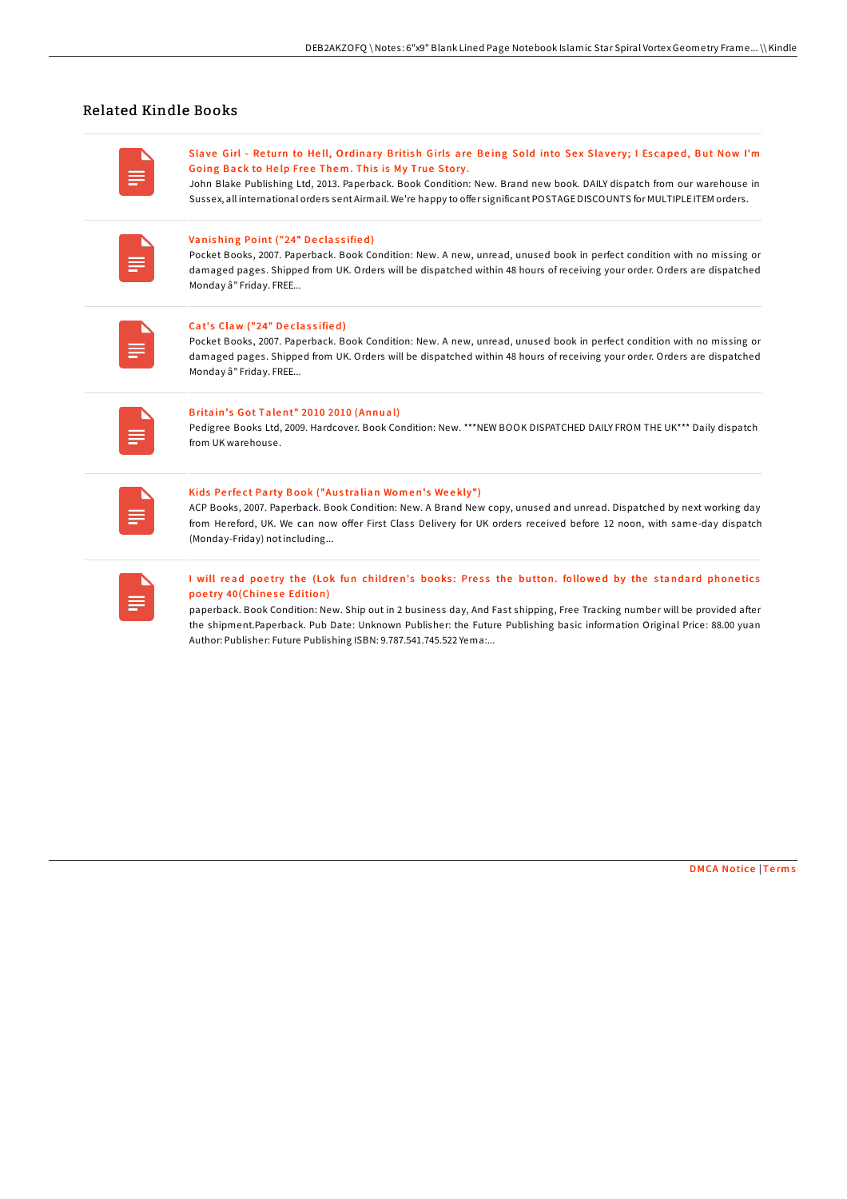## Related Kindle Books

### Slave Girl - Return to Hell, Ordinary British Girls are Being Sold into Sex Slavery; I Escaped, But Now I'm Going Back to Help Free Them. This is My True Story.

John Blake Publishing Ltd, 2013. Paperback. Book Condition: New. Brand new book. DAILY dispatch from our warehouse in Sussex, all international orders sent Airmail. We're happy to offer significant POSTAGE DISCOUNTS for MULTIPLE ITEM orders.

### Vanishing Point ("24" Declassified)

Pocket Books, 2007. Paperback. Book Condition: New. A new, unread, unused book in perfect condition with no missing or damaged pages. Shipped from UK. Orders will be dispatched within 48 hours of receiving your order. Orders are dispatched Monday â" Friday. FREE...

### Cat's Claw ("24" Declassified)

Pocket Books, 2007. Paperback. Book Condition: New. A new, unread, unused book in perfect condition with no missing or damaged pages. Shipped from UK. Orders will be dispatched within 48 hours of receiving your order. Orders are dispatched Monday â" Friday. FREE...

### Britain's Got Talent" 2010 2010 (Annual)

Pedigree Books Ltd, 2009. Hardcover. Book Condition: New. ***NEW BOOK DISPATCHED DAILY FROM THE UK*** Daily dispatch from UK warehouse.

### Kids Perfect Party Book ("Australian Women's Weekly")

ACP Books, 2007. Paperback. Book Condition: New. A Brand New copy, unused and unread. Dispatched by next working day from Hereford, UK. We can now offer First Class Delivery for UK orders received before 12 noon, with same-day dispatch (Monday-Friday) not including...

### I will read poetry the (Lok fun children's books: Press the button. followed by the standard phonetics poetry 40(Chinese Edition)

paperback. Book Condition: New. Ship out in 2 business day, And Fast shipping, Free Tracking number will be provided after the shipment.Paperback. Pub Date: Unknown Publisher: the Future Publishing basic information Original Price: 88.00 yuan Author: Publisher: Future Publishing ISBN: 9.787.541.745.522 Yema:...

DMCA Notice | Terms